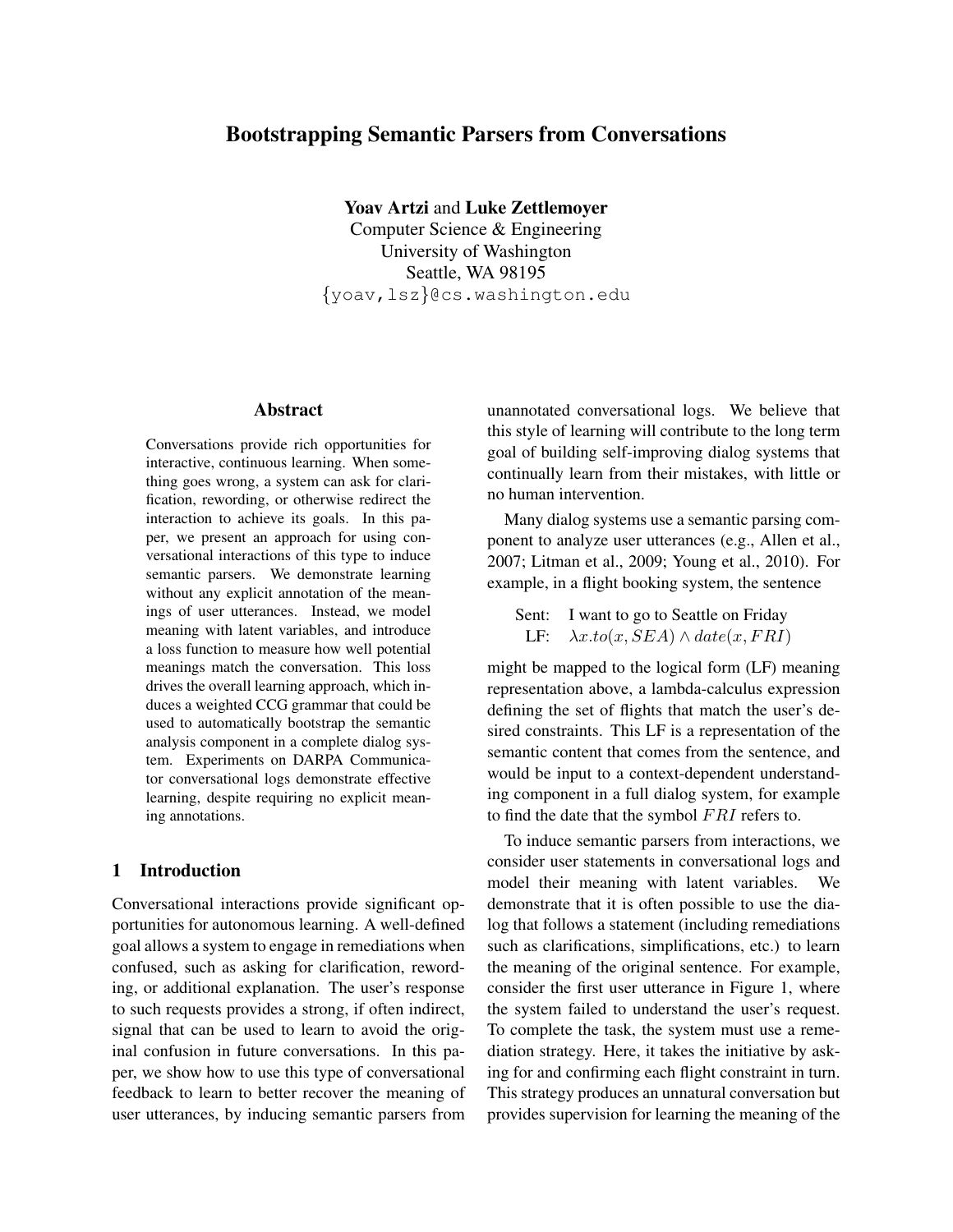# Bootstrapping Semantic Parsers from Conversations

**Yoav Artzi** and **Luke Zettlemoyer**
Computer Science & Engineering
University of Washington
Seattle, WA 98195
{yoav,lsz}@cs.washington.edu

## Abstract

Conversations provide rich opportunities for interactive, continuous learning. When something goes wrong, a system can ask for clarification, rewording, or otherwise redirect the interaction to achieve its goals. In this paper, we present an approach for using conversational interactions of this type to induce semantic parsers. We demonstrate learning without any explicit annotation of the meanings of user utterances. Instead, we model meaning with latent variables, and introduce a loss function to measure how well potential meanings match the conversation. This loss drives the overall learning approach, which induces a weighted CCG grammar that could be used to automatically bootstrap the semantic analysis component in a complete dialog system. Experiments on DARPA Communicator conversational logs demonstrate effective learning, despite requiring no explicit meaning annotations.

## 1 Introduction

Conversational interactions provide significant opportunities for autonomous learning. A well-defined goal allows a system to engage in remediations when confused, such as asking for clarification, rewording, or additional explanation. The user's response to such requests provides a strong, if often indirect, signal that can be used to learn to avoid the original confusion in future conversations. In this paper, we show how to use this type of conversational feedback to learn to better recover the meaning of user utterances, by inducing semantic parsers from unannotated conversational logs. We believe that this style of learning will contribute to the long term goal of building self-improving dialog systems that continually learn from their mistakes, with little or no human intervention.

Many dialog systems use a semantic parsing component to analyze user utterances (e.g., Allen et al., 2007; Litman et al., 2009; Young et al., 2010). For example, in a flight booking system, the sentence

Sent: I want to go to Seattle on Friday
LF: $\lambda x.to(x, SEA) \wedge date(x, FRI)$

might be mapped to the logical form (LF) meaning representation above, a lambda-calculus expression defining the set of flights that match the user's desired constraints. This LF is a representation of the semantic content that comes from the sentence, and would be input to a context-dependent understanding component in a full dialog system, for example to find the date that the symbol $FRI$ refers to.

To induce semantic parsers from interactions, we consider user statements in conversational logs and model their meaning with latent variables. We demonstrate that it is often possible to use the dialog that follows a statement (including remediations such as clarifications, simplifications, etc.) to learn the meaning of the original sentence. For example, consider the first user utterance in Figure 1, where the system failed to understand the user's request. To complete the task, the system must use a remediation strategy. Here, it takes the initiative by asking for and confirming each flight constraint in turn. This strategy produces an unnatural conversation but provides supervision for learning the meaning of the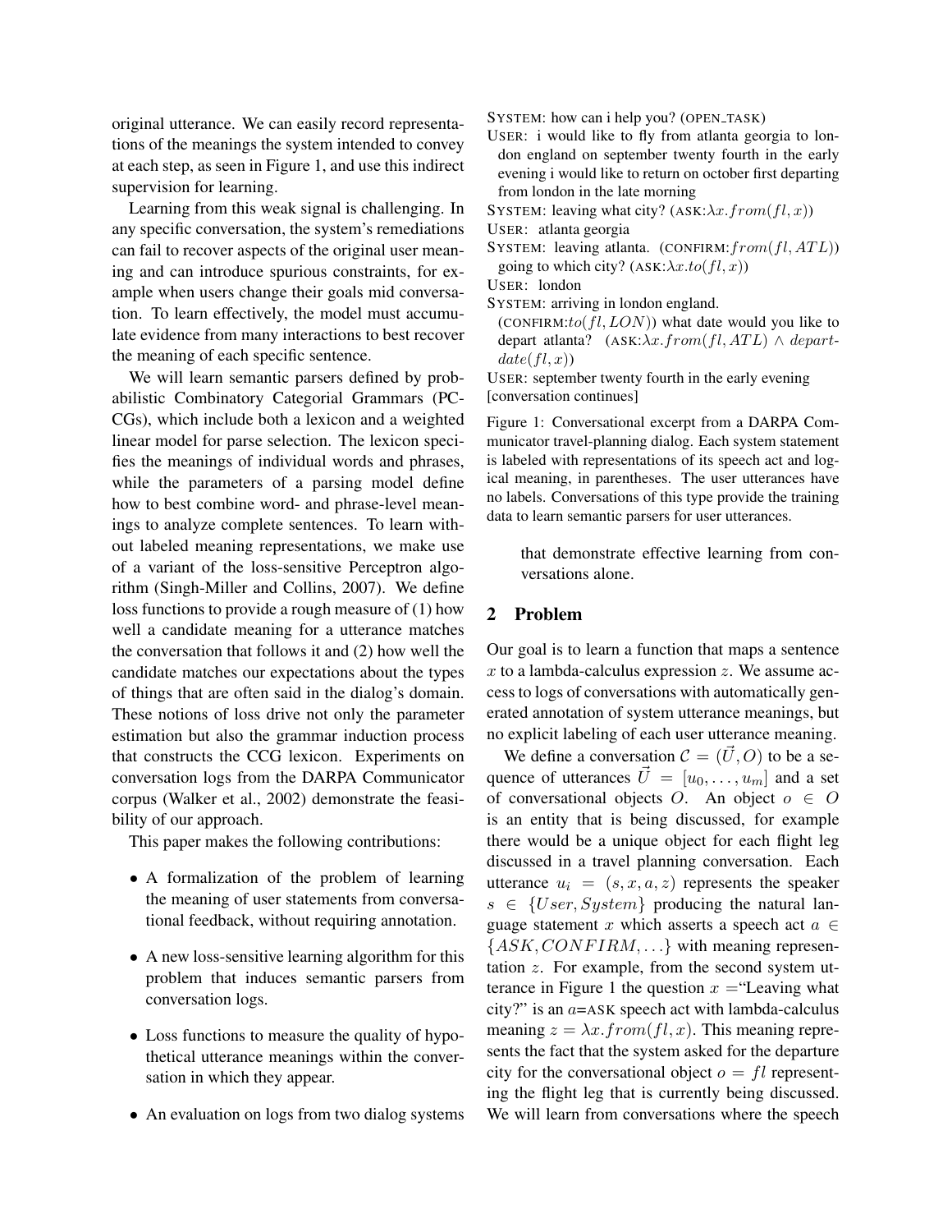original utterance. We can easily record representations of the meanings the system intended to convey at each step, as seen in Figure 1, and use this indirect supervision for learning.

Learning from this weak signal is challenging. In any specific conversation, the system's remediations can fail to recover aspects of the original user meaning and can introduce spurious constraints, for example when users change their goals mid conversation. To learn effectively, the model must accumulate evidence from many interactions to best recover the meaning of each specific sentence.

We will learn semantic parsers defined by probabilistic Combinatory Categorial Grammars (PCCGs), which include both a lexicon and a weighted linear model for parse selection. The lexicon specifies the meanings of individual words and phrases, while the parameters of a parsing model define how to best combine word- and phrase-level meanings to analyze complete sentences. To learn without labeled meaning representations, we make use of a variant of the loss-sensitive Perceptron algorithm (Singh-Miller and Collins, 2007). We define loss functions to provide a rough measure of (1) how well a candidate meaning for a utterance matches the conversation that follows it and (2) how well the candidate matches our expectations about the types of things that are often said in the dialog's domain. These notions of loss drive not only the parameter estimation but also the grammar induction process that constructs the CCG lexicon. Experiments on conversation logs from the DARPA Communicator corpus (Walker et al., 2002) demonstrate the feasibility of our approach.

This paper makes the following contributions:

- A formalization of the problem of learning the meaning of user statements from conversational feedback, without requiring annotation.
- A new loss-sensitive learning algorithm for this problem that induces semantic parsers from conversation logs.
- Loss functions to measure the quality of hypothetical utterance meanings within the conversation in which they appear.
- An evaluation on logs from two dialog systems that demonstrate effective learning from conversations alone.

SYSTEM: how can i help you? (OPEN_TASK)
USER: i would like to fly from atlanta georgia to london england on september twenty fourth in the early evening i would like to return on october first departing from london in the late morning
SYSTEM: leaving what city? (ASK:$\lambda x.from(fl, x)$)
USER: atlanta georgia
SYSTEM: leaving atlanta. (CONFIRM:$from(fl, ATL)$) going to which city? (ASK:$\lambda x.to(fl, x)$)
USER: london
SYSTEM: arriving in london england. (CONFIRM:$to(fl, LON)$) what date would you like to depart atlanta? (ASK:$\lambda x.from(fl, ATL) \wedge depart\text{-}date(fl, x)$)
USER: september twenty fourth in the early evening
[conversation continues]

Figure 1: Conversational excerpt from a DARPA Communicator travel-planning dialog. Each system statement is labeled with representations of its speech act and logical meaning, in parentheses. The user utterances have no labels. Conversations of this type provide the training data to learn semantic parsers for user utterances.

## 2 Problem

Our goal is to learn a function that maps a sentence $x$ to a lambda-calculus expression $z$. We assume access to logs of conversations with automatically generated annotation of system utterance meanings, but no explicit labeling of each user utterance meaning.

We define a conversation $\mathcal{C} = (\vec{U}, O)$ to be a sequence of utterances $\vec{U} = [u_0, \ldots, u_m]$ and a set of conversational objects $O$. An object $o \in O$ is an entity that is being discussed, for example there would be a unique object for each flight leg discussed in a travel planning conversation. Each utterance $u_i = (s, x, a, z)$ represents the speaker $s \in \{User, System\}$ producing the natural language statement $x$ which asserts a speech act $a \in \{ASK, CONFIRM, \ldots\}$ with meaning representation $z$. For example, from the second system utterance in Figure 1 the question $x$ ="Leaving what city?" is an $a$=ASK speech act with lambda-calculus meaning $z = \lambda x.from(fl, x)$. This meaning represents the fact that the system asked for the departure city for the conversational object $o = fl$ representing the flight leg that is currently being discussed. We will learn from conversations where the speech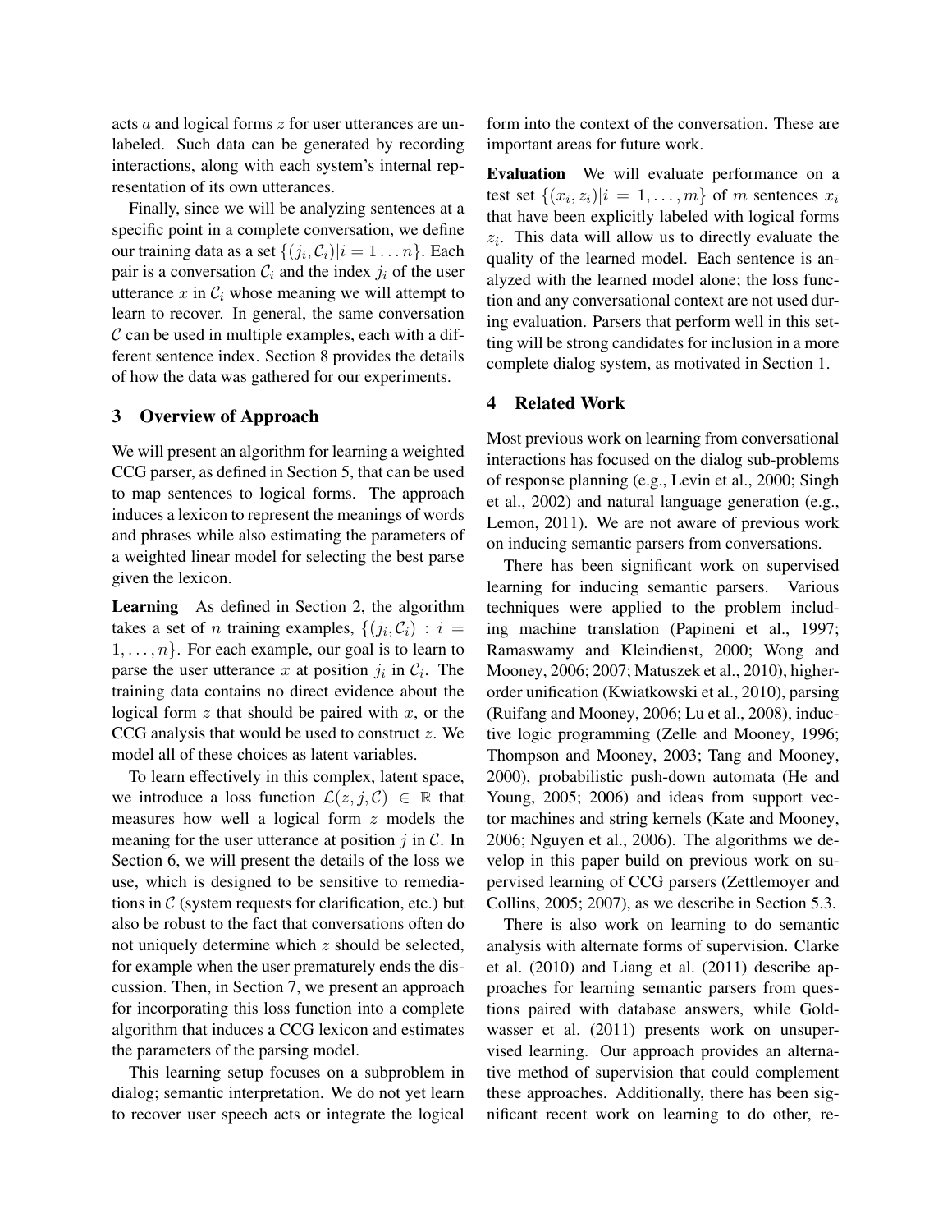acts $a$ and logical forms $z$ for user utterances are unlabeled. Such data can be generated by recording interactions, along with each system's internal representation of its own utterances.

Finally, since we will be analyzing sentences at a specific point in a complete conversation, we define our training data as a set $\{(j_i, \mathcal{C}_i) | i = 1 \ldots n\}$. Each pair is a conversation $\mathcal{C}_i$ and the index $j_i$ of the user utterance $x$ in $\mathcal{C}_i$ whose meaning we will attempt to learn to recover. In general, the same conversation $\mathcal{C}$ can be used in multiple examples, each with a different sentence index. Section 8 provides the details of how the data was gathered for our experiments.

## 3 Overview of Approach

We will present an algorithm for learning a weighted CCG parser, as defined in Section 5, that can be used to map sentences to logical forms. The approach induces a lexicon to represent the meanings of words and phrases while also estimating the parameters of a weighted linear model for selecting the best parse given the lexicon.

**Learning** As defined in Section 2, the algorithm takes a set of $n$ training examples, $\{(j_i, \mathcal{C}_i) : i = 1, \ldots, n\}$. For each example, our goal is to learn to parse the user utterance $x$ at position $j_i$ in $\mathcal{C}_i$. The training data contains no direct evidence about the logical form $z$ that should be paired with $x$, or the CCG analysis that would be used to construct $z$. We model all of these choices as latent variables.

To learn effectively in this complex, latent space, we introduce a loss function $\mathcal{L}(z, j, \mathcal{C}) \in \mathbb{R}$ that measures how well a logical form $z$ models the meaning for the user utterance at position $j$ in $\mathcal{C}$. In Section 6, we will present the details of the loss we use, which is designed to be sensitive to remediations in $\mathcal{C}$ (system requests for clarification, etc.) but also be robust to the fact that conversations often do not uniquely determine which $z$ should be selected, for example when the user prematurely ends the discussion. Then, in Section 7, we present an approach for incorporating this loss function into a complete algorithm that induces a CCG lexicon and estimates the parameters of the parsing model.

This learning setup focuses on a subproblem in dialog; semantic interpretation. We do not yet learn to recover user speech acts or integrate the logical form into the context of the conversation. These are important areas for future work.

**Evaluation** We will evaluate performance on a test set $\{(x_i, z_i) | i = 1, \ldots, m\}$ of $m$ sentences $x_i$ that have been explicitly labeled with logical forms $z_i$. This data will allow us to directly evaluate the quality of the learned model. Each sentence is analyzed with the learned model alone; the loss function and any conversational context are not used during evaluation. Parsers that perform well in this setting will be strong candidates for inclusion in a more complete dialog system, as motivated in Section 1.

## 4 Related Work

Most previous work on learning from conversational interactions has focused on the dialog sub-problems of response planning (e.g., Levin et al., 2000; Singh et al., 2002) and natural language generation (e.g., Lemon, 2011). We are not aware of previous work on inducing semantic parsers from conversations.

There has been significant work on supervised learning for inducing semantic parsers. Various techniques were applied to the problem including machine translation (Papineni et al., 1997; Ramaswamy and Kleindienst, 2000; Wong and Mooney, 2006; 2007; Matuszek et al., 2010), higher-order unification (Kwiatkowski et al., 2010), parsing (Ruifang and Mooney, 2006; Lu et al., 2008), inductive logic programming (Zelle and Mooney, 1996; Thompson and Mooney, 2003; Tang and Mooney, 2000), probabilistic push-down automata (He and Young, 2005; 2006) and ideas from support vector machines and string kernels (Kate and Mooney, 2006; Nguyen et al., 2006). The algorithms we develop in this paper build on previous work on supervised learning of CCG parsers (Zettlemoyer and Collins, 2005; 2007), as we describe in Section 5.3.

There is also work on learning to do semantic analysis with alternate forms of supervision. Clarke et al. (2010) and Liang et al. (2011) describe approaches for learning semantic parsers from questions paired with database answers, while Goldwasser et al. (2011) presents work on unsupervised learning. Our approach provides an alternative method of supervision that could complement these approaches. Additionally, there has been significant recent work on learning to do other, re-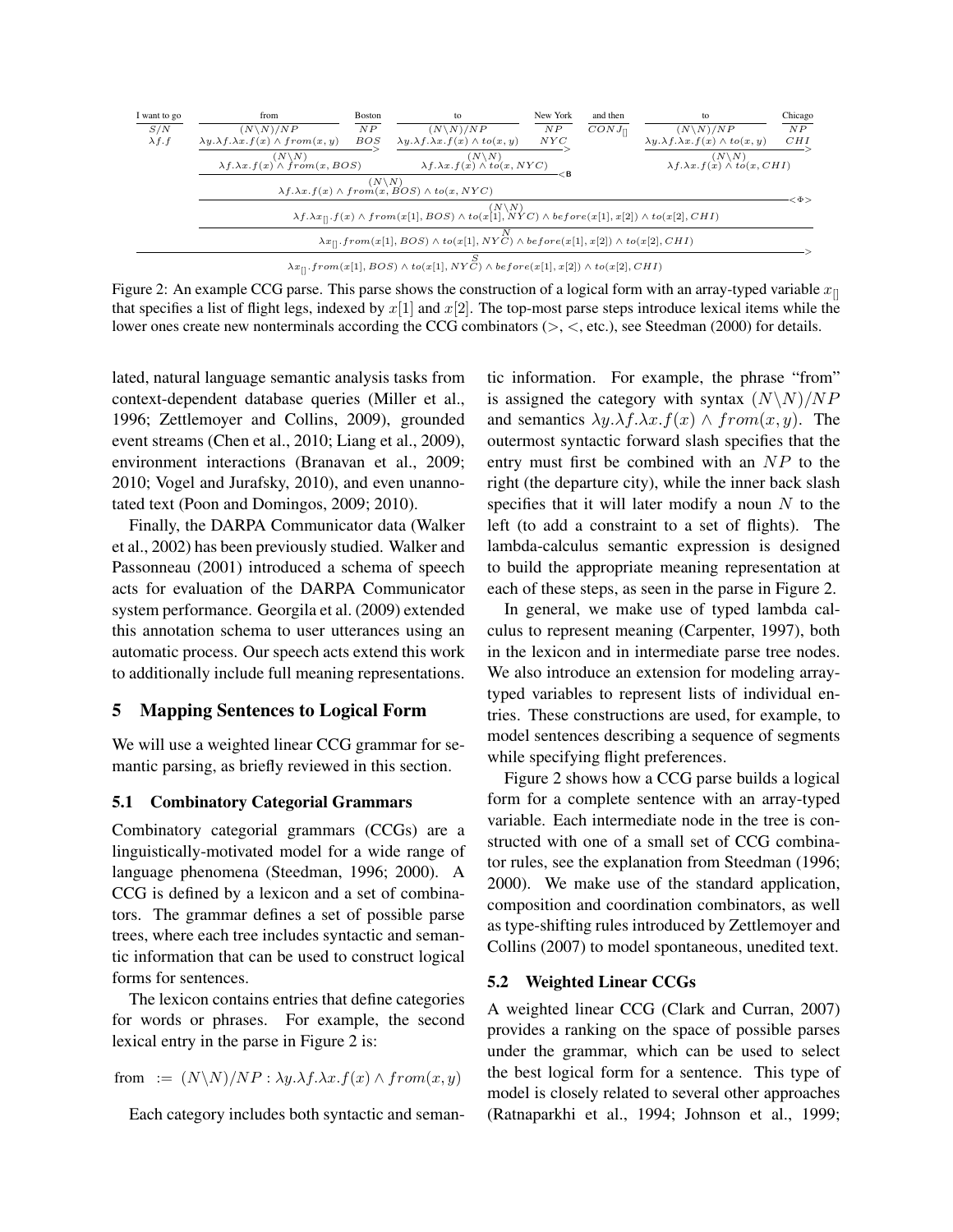| I want to go | from | Boston | to | New York | and then | to | Chicago |
|---|---|---|---|---|---|---|---|
| $S/N$ | $(N\backslash N)/NP$ | $NP$ | $(N\backslash N)/NP$ | $NP$ | $CONJ_{[]}$ | $(N\backslash N)/NP$ | $NP$ |
| $\lambda f.f$ | $\lambda y.\lambda f.\lambda x.f(x) \wedge from(x,y)$ | $BOS$ | $\lambda y.\lambda f.\lambda x.f(x) \wedge to(x,y)$ | $NYC$ | | $\lambda y.\lambda f.\lambda x.f(x) \wedge to(x,y)$ | $CHI$ |

$$\text{from Boston} \Rightarrow (N\backslash N) : \lambda f.\lambda x.f(x) \wedge from(x, BOS) \quad (>)$$

$$\text{to New York} \Rightarrow (N\backslash N) : \lambda f.\lambda x.f(x) \wedge to(x, NYC) \quad (>)$$

$$\text{to Chicago} \Rightarrow (N\backslash N) : \lambda f.\lambda x.f(x) \wedge to(x, CHI) \quad (>)$$

$$\text{from Boston to New York} \Rightarrow (N\backslash N) : \lambda f.\lambda x.f(x) \wedge from(x, BOS) \wedge to(x, NYC) \quad (<\mathbf{B})$$

$$(N\backslash N) : \lambda f.\lambda x_{[]}.f(x) \wedge from(x[1], BOS) \wedge to(x[1], NYC) \wedge before(x[1], x[2]) \wedge to(x[2], CHI) \quad (<\Phi>)$$

$$N : \lambda x_{[]}.from(x[1], BOS) \wedge to(x[1], NYC) \wedge before(x[1], x[2]) \wedge to(x[2], CHI)$$

$$S : \lambda x_{[]}.from(x[1], BOS) \wedge to(x[1], NYC) \wedge before(x[1], x[2]) \wedge to(x[2], CHI) \quad (>)$$

Figure 2: An example CCG parse. This parse shows the construction of a logical form with an array-typed variable $x_{[]}$ that specifies a list of flight legs, indexed by $x[1]$ and $x[2]$. The top-most parse steps introduce lexical items while the lower ones create new nonterminals according the CCG combinators ($>$, $<$, etc.), see Steedman (2000) for details.

lated, natural language semantic analysis tasks from context-dependent database queries (Miller et al., 1996; Zettlemoyer and Collins, 2009), grounded event streams (Chen et al., 2010; Liang et al., 2009), environment interactions (Branavan et al., 2009; 2010; Vogel and Jurafsky, 2010), and even unannotated text (Poon and Domingos, 2009; 2010).

Finally, the DARPA Communicator data (Walker et al., 2002) has been previously studied. Walker and Passonneau (2001) introduced a schema of speech acts for evaluation of the DARPA Communicator system performance. Georgila et al. (2009) extended this annotation schema to user utterances using an automatic process. Our speech acts extend this work to additionally include full meaning representations.

## 5 Mapping Sentences to Logical Form

We will use a weighted linear CCG grammar for semantic parsing, as briefly reviewed in this section.

### 5.1 Combinatory Categorial Grammars

Combinatory categorial grammars (CCGs) are a linguistically-motivated model for a wide range of language phenomena (Steedman, 1996; 2000). A CCG is defined by a lexicon and a set of combinators. The grammar defines a set of possible parse trees, where each tree includes syntactic and semantic information that can be used to construct logical forms for sentences.

The lexicon contains entries that define categories for words or phrases. For example, the second lexical entry in the parse in Figure 2 is:

$$\text{from} := (N\backslash N)/NP : \lambda y.\lambda f.\lambda x.f(x) \wedge from(x,y)$$

Each category includes both syntactic and semantic information. For example, the phrase "from" is assigned the category with syntax $(N\backslash N)/NP$ and semantics $\lambda y.\lambda f.\lambda x.f(x) \wedge from(x,y)$. The outermost syntactic forward slash specifies that the entry must first be combined with an $NP$ to the right (the departure city), while the inner back slash specifies that it will later modify a noun $N$ to the left (to add a constraint to a set of flights). The lambda-calculus semantic expression is designed to build the appropriate meaning representation at each of these steps, as seen in the parse in Figure 2.

In general, we make use of typed lambda calculus to represent meaning (Carpenter, 1997), both in the lexicon and in intermediate parse tree nodes. We also introduce an extension for modeling array-typed variables to represent lists of individual entries. These constructions are used, for example, to model sentences describing a sequence of segments while specifying flight preferences.

Figure 2 shows how a CCG parse builds a logical form for a complete sentence with an array-typed variable. Each intermediate node in the tree is constructed with one of a small set of CCG combinator rules, see the explanation from Steedman (1996; 2000). We make use of the standard application, composition and coordination combinators, as well as type-shifting rules introduced by Zettlemoyer and Collins (2007) to model spontaneous, unedited text.

### 5.2 Weighted Linear CCGs

A weighted linear CCG (Clark and Curran, 2007) provides a ranking on the space of possible parses under the grammar, which can be used to select the best logical form for a sentence. This type of model is closely related to several other approaches (Ratnaparkhi et al., 1994; Johnson et al., 1999;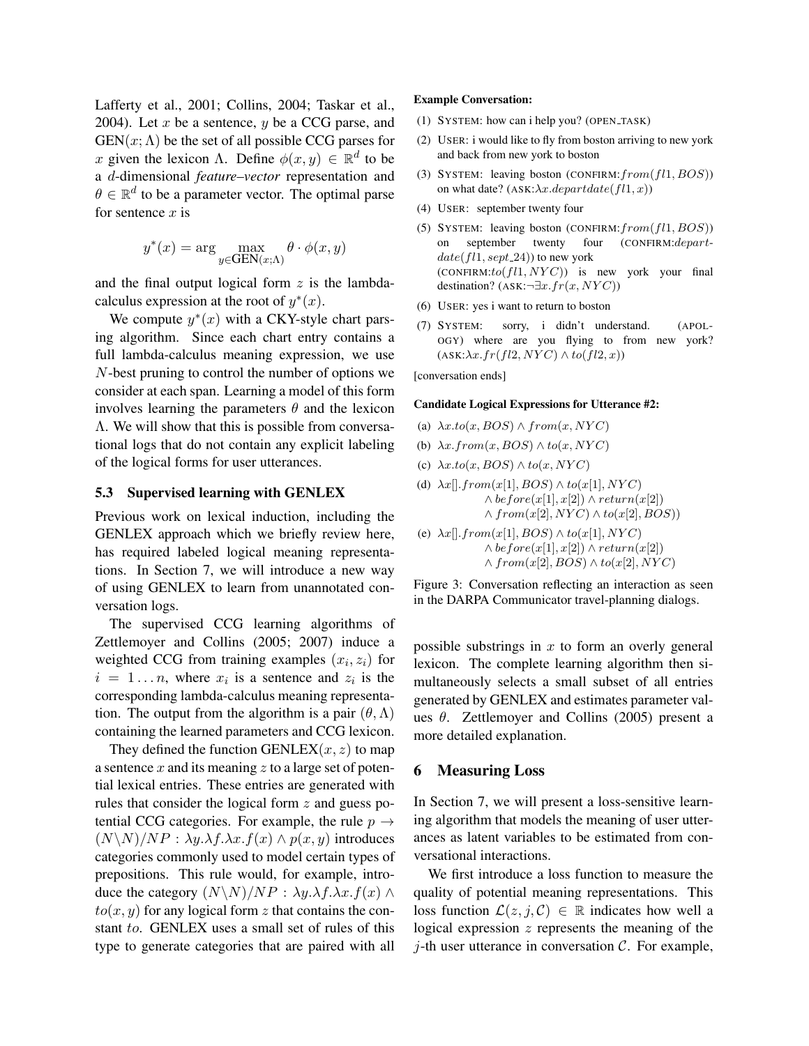Lafferty et al., 2001; Collins, 2004; Taskar et al., 2004). Let $x$ be a sentence, $y$ be a CCG parse, and $\text{GEN}(x; \Lambda)$ be the set of all possible CCG parses for $x$ given the lexicon $\Lambda$. Define $\phi(x, y) \in \mathbb{R}^d$ to be a $d$-dimensional *feature–vector* representation and $\theta \in \mathbb{R}^d$ to be a parameter vector. The optimal parse for sentence $x$ is

$$y^*(x) = \arg \max_{y \in \text{GEN}(x;\Lambda)} \theta \cdot \phi(x, y)$$

and the final output logical form $z$ is the lambda-calculus expression at the root of $y^*(x)$.

We compute $y^*(x)$ with a CKY-style chart parsing algorithm. Since each chart entry contains a full lambda-calculus meaning expression, we use $N$-best pruning to control the number of options we consider at each span. Learning a model of this form involves learning the parameters $\theta$ and the lexicon $\Lambda$. We will show that this is possible from conversational logs that do not contain any explicit labeling of the logical forms for user utterances.

### 5.3 Supervised learning with GENLEX

Previous work on lexical induction, including the GENLEX approach which we briefly review here, has required labeled logical meaning representations. In Section 7, we will introduce a new way of using GENLEX to learn from unannotated conversation logs.

The supervised CCG learning algorithms of Zettlemoyer and Collins (2005; 2007) induce a weighted CCG from training examples $(x_i, z_i)$ for $i = 1 \ldots n$, where $x_i$ is a sentence and $z_i$ is the corresponding lambda-calculus meaning representation. The output from the algorithm is a pair $(\theta, \Lambda)$ containing the learned parameters and CCG lexicon.

They defined the function $\text{GENLEX}(x, z)$ to map a sentence $x$ and its meaning $z$ to a large set of potential lexical entries. These entries are generated with rules that consider the logical form $z$ and guess potential CCG categories. For example, the rule $p \rightarrow (N\backslash N)/NP : \lambda y.\lambda f.\lambda x.f(x) \land p(x, y)$ introduces categories commonly used to model certain types of prepositions. This rule would, for example, introduce the category $(N\backslash N)/NP : \lambda y.\lambda f.\lambda x.f(x) \land to(x, y)$ for any logical form $z$ that contains the constant $to$. GENLEX uses a small set of rules of this type to generate categories that are paired with all possible substrings in $x$ to form an overly general lexicon. The complete learning algorithm then simultaneously selects a small subset of all entries generated by GENLEX and estimates parameter values $\theta$. Zettlemoyer and Collins (2005) present a more detailed explanation.

**Example Conversation:**

(1) SYSTEM: how can i help you? (OPEN_TASK)

(2) USER: i would like to fly from boston arriving to new york and back from new york to boston

(3) SYSTEM: leaving boston (CONFIRM:$from(fl1, BOS)$) on what date? (ASK:$\lambda x.departdate(fl1, x)$)

(4) USER: september twenty four

(5) SYSTEM: leaving boston (CONFIRM:$from(fl1, BOS)$) on september twenty four (CONFIRM:$departdate(fl1, sept\_24)$) to new york (CONFIRM:$to(fl1, NYC)$) is new york your final destination? (ASK:$\neg\exists x.fr(x, NYC)$)

(6) USER: yes i want to return to boston

(7) SYSTEM: sorry, i didn't understand. (APOLOGY) where are you flying to from new york? (ASK:$\lambda x.fr(fl2, NYC) \land to(fl2, x)$)

[conversation ends]

**Candidate Logical Expressions for Utterance #2:**

(a) $\lambda x.to(x, BOS) \land from(x, NYC)$

(b) $\lambda x.from(x, BOS) \land to(x, NYC)$

(c) $\lambda x.to(x, BOS) \land to(x, NYC)$

(d) $\lambda x[].from(x[1], BOS) \land to(x[1], NYC) \land before(x[1], x[2]) \land return(x[2]) \land from(x[2], NYC) \land to(x[2], BOS))$

(e) $\lambda x[].from(x[1], BOS) \land to(x[1], NYC) \land before(x[1], x[2]) \land return(x[2]) \land from(x[2], BOS) \land to(x[2], NYC)$

Figure 3: Conversation reflecting an interaction as seen in the DARPA Communicator travel-planning dialogs.

## 6 Measuring Loss

In Section 7, we will present a loss-sensitive learning algorithm that models the meaning of user utterances as latent variables to be estimated from conversational interactions.

We first introduce a loss function to measure the quality of potential meaning representations. This loss function $\mathcal{L}(z, j, \mathcal{C}) \in \mathbb{R}$ indicates how well a logical expression $z$ represents the meaning of the $j$-th user utterance in conversation $\mathcal{C}$. For example,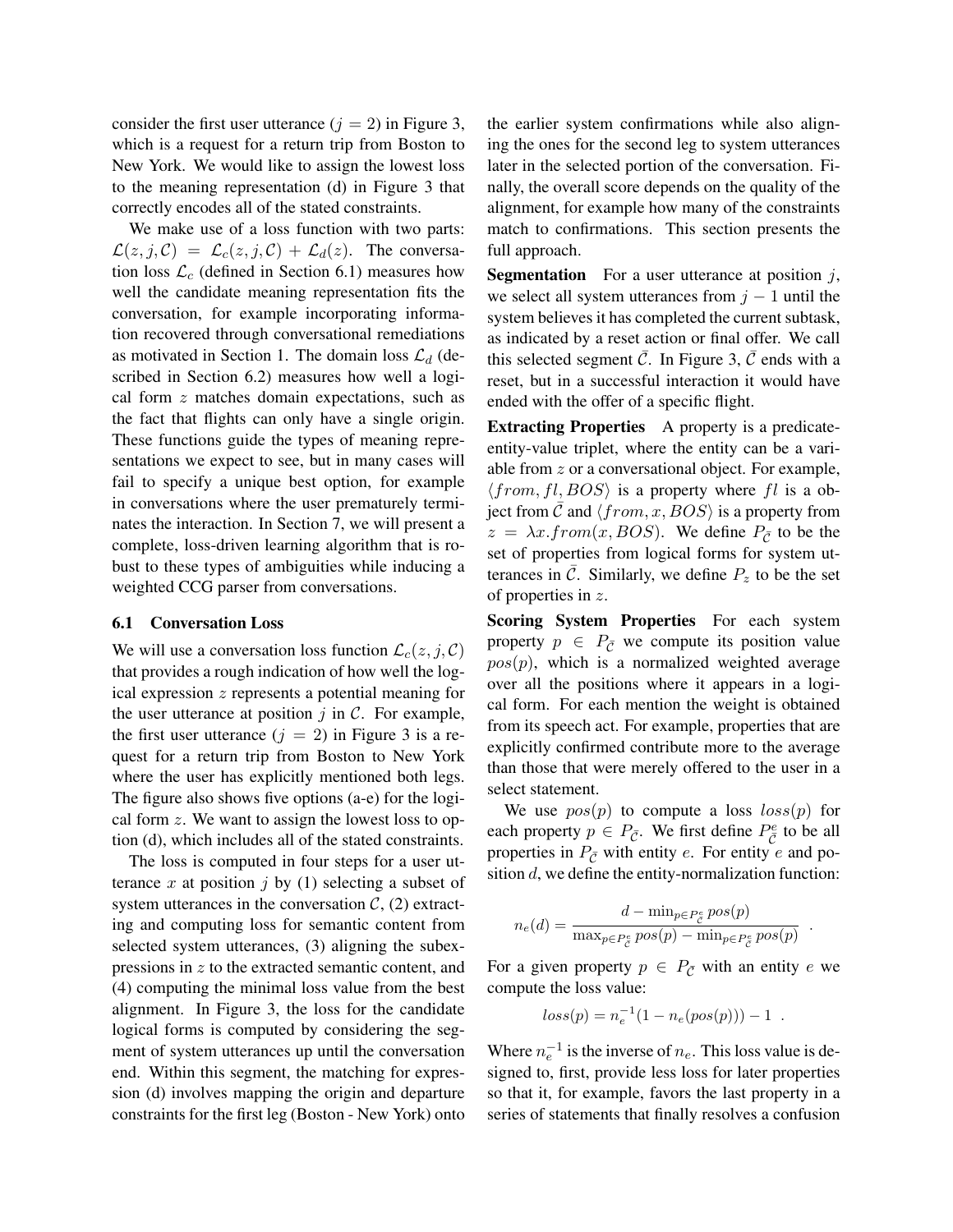consider the first user utterance ($j = 2$) in Figure 3, which is a request for a return trip from Boston to New York. We would like to assign the lowest loss to the meaning representation (d) in Figure 3 that correctly encodes all of the stated constraints.

We make use of a loss function with two parts: $\mathcal{L}(z, j, \mathcal{C}) = \mathcal{L}_c(z, j, \mathcal{C}) + \mathcal{L}_d(z)$. The conversation loss $\mathcal{L}_c$ (defined in Section 6.1) measures how well the candidate meaning representation fits the conversation, for example incorporating information recovered through conversational remediations as motivated in Section 1. The domain loss $\mathcal{L}_d$ (described in Section 6.2) measures how well a logical form $z$ matches domain expectations, such as the fact that flights can only have a single origin. These functions guide the types of meaning representations we expect to see, but in many cases will fail to specify a unique best option, for example in conversations where the user prematurely terminates the interaction. In Section 7, we will present a complete, loss-driven learning algorithm that is robust to these types of ambiguities while inducing a weighted CCG parser from conversations.

### 6.1 Conversation Loss

We will use a conversation loss function $\mathcal{L}_c(z, j, \mathcal{C})$ that provides a rough indication of how well the logical expression $z$ represents a potential meaning for the user utterance at position $j$ in $\mathcal{C}$. For example, the first user utterance ($j = 2$) in Figure 3 is a request for a return trip from Boston to New York where the user has explicitly mentioned both legs. The figure also shows five options (a-e) for the logical form $z$. We want to assign the lowest loss to option (d), which includes all of the stated constraints.

The loss is computed in four steps for a user utterance $x$ at position $j$ by (1) selecting a subset of system utterances in the conversation $\mathcal{C}$, (2) extracting and computing loss for semantic content from selected system utterances, (3) aligning the subexpressions in $z$ to the extracted semantic content, and (4) computing the minimal loss value from the best alignment. In Figure 3, the loss for the candidate logical forms is computed by considering the segment of system utterances up until the conversation end. Within this segment, the matching for expression (d) involves mapping the origin and departure constraints for the first leg (Boston - New York) onto the earlier system confirmations while also aligning the ones for the second leg to system utterances later in the selected portion of the conversation. Finally, the overall score depends on the quality of the alignment, for example how many of the constraints match to confirmations. This section presents the full approach.

**Segmentation** For a user utterance at position $j$, we select all system utterances from $j - 1$ until the system believes it has completed the current subtask, as indicated by a reset action or final offer. We call this selected segment $\bar{\mathcal{C}}$. In Figure 3, $\bar{\mathcal{C}}$ ends with a reset, but in a successful interaction it would have ended with the offer of a specific flight.

**Extracting Properties** A property is a predicate-entity-value triplet, where the entity can be a variable from $z$ or a conversational object. For example, $\langle from, fl, BOS \rangle$ is a property where $fl$ is a object from $\bar{\mathcal{C}}$ and $\langle from, x, BOS \rangle$ is a property from $z = \lambda x.from(x, BOS)$. We define $P_{\bar{\mathcal{C}}}$ to be the set of properties from logical forms for system utterances in $\bar{\mathcal{C}}$. Similarly, we define $P_z$ to be the set of properties in $z$.

**Scoring System Properties** For each system property $p \in P_{\bar{\mathcal{C}}}$ we compute its position value $pos(p)$, which is a normalized weighted average over all the positions where it appears in a logical form. For each mention the weight is obtained from its speech act. For example, properties that are explicitly confirmed contribute more to the average than those that were merely offered to the user in a select statement.

We use $pos(p)$ to compute a loss $loss(p)$ for each property $p \in P_{\bar{\mathcal{C}}}$. We first define $P^e_{\bar{\mathcal{C}}}$ to be all properties in $P_{\bar{\mathcal{C}}}$ with entity $e$. For entity $e$ and position $d$, we define the entity-normalization function:

$$n_e(d) = \frac{d - \min_{p \in P^e_{\bar{\mathcal{C}}}} pos(p)}{\max_{p \in P^e_{\bar{\mathcal{C}}}} pos(p) - \min_{p \in P^e_{\bar{\mathcal{C}}}} pos(p)} \ .$$

For a given property $p \in P_{\bar{\mathcal{C}}}$ with an entity $e$ we compute the loss value:

$$loss(p) = n_e^{-1}(1 - n_e(pos(p))) - 1 \ .$$

Where $n_e^{-1}$ is the inverse of $n_e$. This loss value is designed to, first, provide less loss for later properties so that it, for example, favors the last property in a series of statements that finally resolves a confusion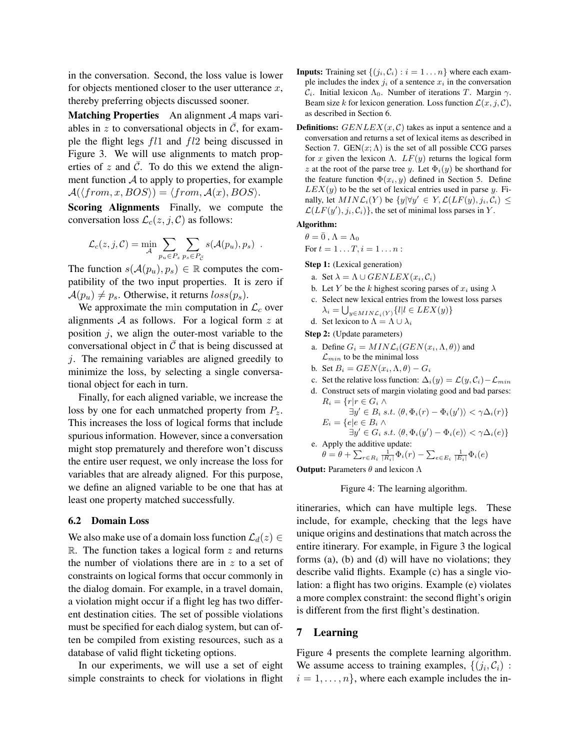in the conversation. Second, the loss value is lower for objects mentioned closer to the user utterance $x$, thereby preferring objects discussed sooner.

**Matching Properties** An alignment $\mathcal{A}$ maps variables in $z$ to conversational objects in $\bar{\mathcal{C}}$, for example the flight legs $fl1$ and $fl2$ being discussed in Figure 3. We will use alignments to match properties of $z$ and $\bar{\mathcal{C}}$. To do this we extend the alignment function $\mathcal{A}$ to apply to properties, for example $\mathcal{A}(\langle from, x, BOS\rangle) = \langle from, \mathcal{A}(x), BOS\rangle$.

**Scoring Alignments** Finally, we compute the conversation loss $\mathcal{L}_c(z, j, \mathcal{C})$ as follows:

$$\mathcal{L}_c(z, j, \mathcal{C}) = \min_{\mathcal{A}} \sum_{p_u \in P_z} \sum_{p_s \in P_{\bar{\mathcal{C}}}} s(\mathcal{A}(p_u), p_s) \ .$$

The function $s(\mathcal{A}(p_u), p_s) \in \mathbb{R}$ computes the compatibility of the two input properties. It is zero if $\mathcal{A}(p_u) \neq p_s$. Otherwise, it returns $loss(p_s)$.

We approximate the $\min$ computation in $\mathcal{L}_c$ over alignments $\mathcal{A}$ as follows. For a logical form $z$ at position $j$, we align the outer-most variable to the conversational object in $\bar{\mathcal{C}}$ that is being discussed at $j$. The remaining variables are aligned greedily to minimize the loss, by selecting a single conversational object for each in turn.

Finally, for each aligned variable, we increase the loss by one for each unmatched property from $P_z$. This increases the loss of logical forms that include spurious information. However, since a conversation might stop prematurely and therefore won't discuss the entire user request, we only increase the loss for variables that are already aligned. For this purpose, we define an aligned variable to be one that has at least one property matched successfully.

### 6.2 Domain Loss

We also make use of a domain loss function $\mathcal{L}_d(z) \in \mathbb{R}$. The function takes a logical form $z$ and returns the number of violations there are in $z$ to a set of constraints on logical forms that occur commonly in the dialog domain. For example, in a travel domain, a violation might occur if a flight leg has two different destination cities. The set of possible violations must be specified for each dialog system, but can often be compiled from existing resources, such as a database of valid flight ticketing options.

In our experiments, we will use a set of eight simple constraints to check for violations in flight itineraries, which can have multiple legs. These include, for example, checking that the legs have unique origins and destinations that match across the entire itinerary. For example, in Figure 3 the logical forms (a), (b) and (d) will have no violations; they describe valid flights. Example (c) has a single violation: a flight has two origins. Example (e) violates a more complex constraint: the second flight's origin is different from the first flight's destination.

**Inputs:** Training set $\{(j_i, \mathcal{C}_i) : i = 1 \ldots n\}$ where each example includes the index $j_i$ of a sentence $x_i$ in the conversation $\mathcal{C}_i$. Initial lexicon $\Lambda_0$. Number of iterations $T$. Margin $\gamma$. Beam size $k$ for lexicon generation. Loss function $\mathcal{L}(x, j, \mathcal{C})$, as described in Section 6.

**Definitions:** $GENLEX(x, \mathcal{C})$ takes as input a sentence and a conversation and returns a set of lexical items as described in Section 7. $\text{GEN}(x; \Lambda)$ is the set of all possible CCG parses for $x$ given the lexicon $\Lambda$. $LF(y)$ returns the logical form $z$ at the root of the parse tree $y$. Let $\Phi_i(y)$ be shorthand for the feature function $\Phi(x_i, y)$ defined in Section 5. Define $LEX(y)$ to be the set of lexical entries used in parse $y$. Finally, let $MIN\mathcal{L}_i(Y)$ be $\{y | \forall y' \in Y, \mathcal{L}(LF(y), j_i, \mathcal{C}_i) \leq \mathcal{L}(LF(y'), j_i, \mathcal{C}_i)\}$, the set of minimal loss parses in $Y$.

**Algorithm:**

$\theta = \bar{0}$ , $\Lambda = \Lambda_0$

For $t = 1 \ldots T, i = 1 \ldots n$ :

**Step 1:** (Lexical generation)

a. Set $\lambda = \Lambda \cup GENLEX(x_i, \mathcal{C}_i)$

b. Let $Y$ be the $k$ highest scoring parses of $x_i$ using $\lambda$

c. Select new lexical entries from the lowest loss parses $\lambda_i = \bigcup_{y \in MIN\mathcal{L}_i(Y)} \{l | l \in LEX(y)\}$

d. Set lexicon to $\Lambda = \Lambda \cup \lambda_i$

**Step 2:** (Update parameters)

a. Define $G_i = MIN\mathcal{L}_i(GEN(x_i, \Lambda, \theta))$ and $\mathcal{L}_{min}$ to be the minimal loss

b. Set $B_i = GEN(x_i, \Lambda, \theta) - G_i$

c. Set the relative loss function: $\Delta_i(y) = \mathcal{L}(y, \mathcal{C}_i) - \mathcal{L}_{min}$

d. Construct sets of margin violating good and bad parses:

$R_i = \{r | r \in G_i \wedge \exists y' \in B_i \ s.t. \ \langle \theta, \Phi_i(r) - \Phi_i(y') \rangle < \gamma \Delta_i(r)\}$

$E_i = \{e | e \in B_i \wedge \exists y' \in G_i \ s.t. \ \langle \theta, \Phi_i(y') - \Phi_i(e) \rangle < \gamma \Delta_i(e)\}$

e. Apply the additive update:

$\theta = \theta + \sum_{r \in R_i} \frac{1}{|R_i|} \Phi_i(r) - \sum_{e \in E_i} \frac{1}{|E_i|} \Phi_i(e)$

**Output:** Parameters $\theta$ and lexicon $\Lambda$

Figure 4: The learning algorithm.

## 7 Learning

Figure 4 presents the complete learning algorithm. We assume access to training examples, $\{(j_i, \mathcal{C}_i) : i = 1, \ldots, n\}$, where each example includes the in-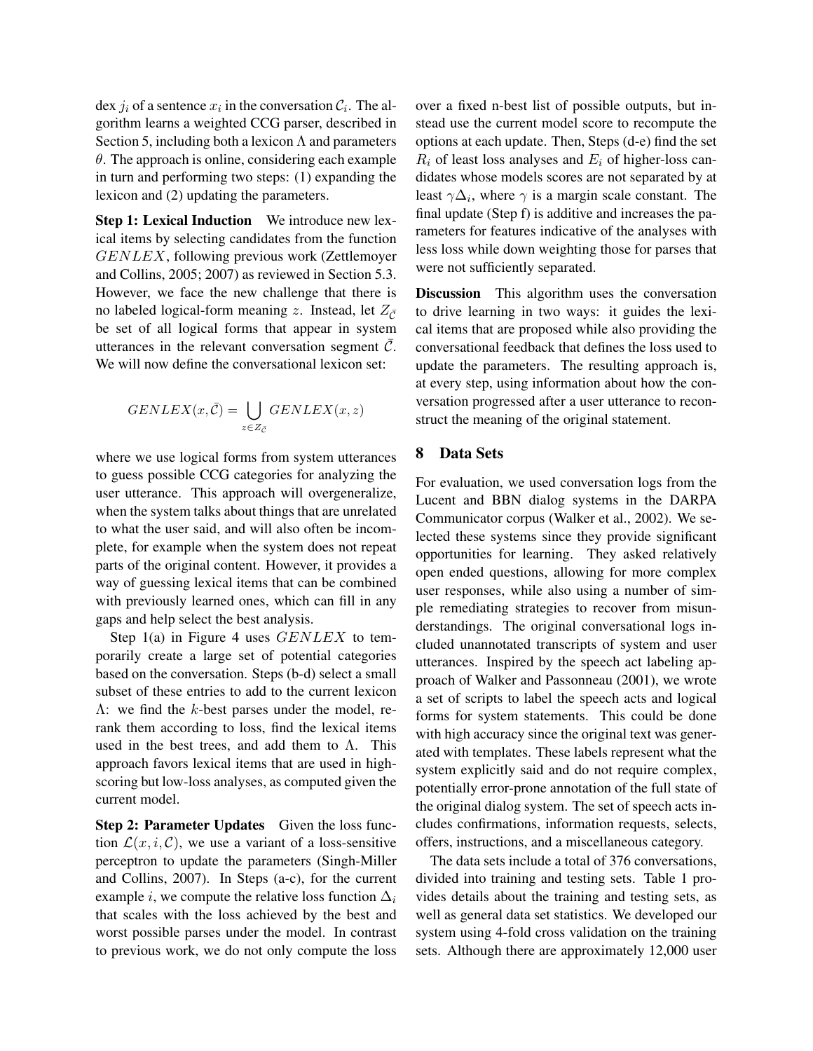dex $j_i$ of a sentence $x_i$ in the conversation $\mathcal{C}_i$. The algorithm learns a weighted CCG parser, described in Section 5, including both a lexicon $\Lambda$ and parameters $\theta$. The approach is online, considering each example in turn and performing two steps: (1) expanding the lexicon and (2) updating the parameters.

**Step 1: Lexical Induction** We introduce new lexical items by selecting candidates from the function $GENLEX$, following previous work (Zettlemoyer and Collins, 2005; 2007) as reviewed in Section 5.3. However, we face the new challenge that there is no labeled logical-form meaning $z$. Instead, let $Z_{\bar{\mathcal{C}}}$ be set of all logical forms that appear in system utterances in the relevant conversation segment $\bar{\mathcal{C}}$. We will now define the conversational lexicon set:

$$GENLEX(x, \bar{\mathcal{C}}) = \bigcup_{z \in Z_{\bar{\mathcal{C}}}} GENLEX(x, z)$$

where we use logical forms from system utterances to guess possible CCG categories for analyzing the user utterance. This approach will overgeneralize, when the system talks about things that are unrelated to what the user said, and will also often be incomplete, for example when the system does not repeat parts of the original content. However, it provides a way of guessing lexical items that can be combined with previously learned ones, which can fill in any gaps and help select the best analysis.

Step 1(a) in Figure 4 uses $GENLEX$ to temporarily create a large set of potential categories based on the conversation. Steps (b-d) select a small subset of these entries to add to the current lexicon $\Lambda$: we find the $k$-best parses under the model, rerank them according to loss, find the lexical items used in the best trees, and add them to $\Lambda$. This approach favors lexical items that are used in high-scoring but low-loss analyses, as computed given the current model.

**Step 2: Parameter Updates** Given the loss function $\mathcal{L}(x, i, \mathcal{C})$, we use a variant of a loss-sensitive perceptron to update the parameters (Singh-Miller and Collins, 2007). In Steps (a-c), for the current example $i$, we compute the relative loss function $\Delta_i$ that scales with the loss achieved by the best and worst possible parses under the model. In contrast to previous work, we do not only compute the loss over a fixed n-best list of possible outputs, but instead use the current model score to recompute the options at each update. Then, Steps (d-e) find the set $R_i$ of least loss analyses and $E_i$ of higher-loss candidates whose models scores are not separated by at least $\gamma\Delta_i$, where $\gamma$ is a margin scale constant. The final update (Step f) is additive and increases the parameters for features indicative of the analyses with less loss while down weighting those for parses that were not sufficiently separated.

**Discussion** This algorithm uses the conversation to drive learning in two ways: it guides the lexical items that are proposed while also providing the conversational feedback that defines the loss used to update the parameters. The resulting approach is, at every step, using information about how the conversation progressed after a user utterance to reconstruct the meaning of the original statement.

## 8 Data Sets

For evaluation, we used conversation logs from the Lucent and BBN dialog systems in the DARPA Communicator corpus (Walker et al., 2002). We selected these systems since they provide significant opportunities for learning. They asked relatively open ended questions, allowing for more complex user responses, while also using a number of simple remediating strategies to recover from misunderstandings. The original conversational logs included unannotated transcripts of system and user utterances. Inspired by the speech act labeling approach of Walker and Passonneau (2001), we wrote a set of scripts to label the speech acts and logical forms for system statements. This could be done with high accuracy since the original text was generated with templates. These labels represent what the system explicitly said and do not require complex, potentially error-prone annotation of the full state of the original dialog system. The set of speech acts includes confirmations, information requests, selects, offers, instructions, and a miscellaneous category.

The data sets include a total of 376 conversations, divided into training and testing sets. Table 1 provides details about the training and testing sets, as well as general data set statistics. We developed our system using 4-fold cross validation on the training sets. Although there are approximately 12,000 user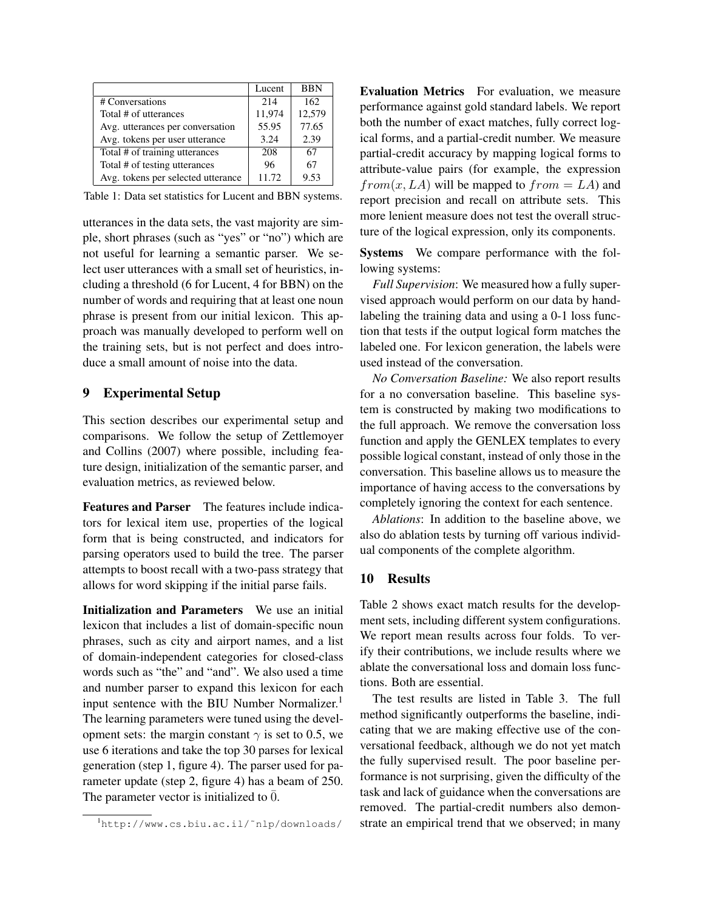| | Lucent | BBN |
|---|---|---|
| # Conversations | 214 | 162 |
| Total # of utterances | 11,974 | 12,579 |
| Avg. utterances per conversation | 55.95 | 77.65 |
| Avg. tokens per user utterance | 3.24 | 2.39 |
| Total # of training utterances | 208 | 67 |
| Total # of testing utterances | 96 | 67 |
| Avg. tokens per selected utterance | 11.72 | 9.53 |

Table 1: Data set statistics for Lucent and BBN systems.

utterances in the data sets, the vast majority are simple, short phrases (such as "yes" or "no") which are not useful for learning a semantic parser. We select user utterances with a small set of heuristics, including a threshold (6 for Lucent, 4 for BBN) on the number of words and requiring that at least one noun phrase is present from our initial lexicon. This approach was manually developed to perform well on the training sets, but is not perfect and does introduce a small amount of noise into the data.

## 9 Experimental Setup

This section describes our experimental setup and comparisons. We follow the setup of Zettlemoyer and Collins (2007) where possible, including feature design, initialization of the semantic parser, and evaluation metrics, as reviewed below.

**Features and Parser** The features include indicators for lexical item use, properties of the logical form that is being constructed, and indicators for parsing operators used to build the tree. The parser attempts to boost recall with a two-pass strategy that allows for word skipping if the initial parse fails.

**Initialization and Parameters** We use an initial lexicon that includes a list of domain-specific noun phrases, such as city and airport names, and a list of domain-independent categories for closed-class words such as "the" and "and". We also used a time and number parser to expand this lexicon for each input sentence with the BIU Number Normalizer.[1] The learning parameters were tuned using the development sets: the margin constant $\gamma$ is set to 0.5, we use 6 iterations and take the top 30 parses for lexical generation (step 1, figure 4). The parser used for parameter update (step 2, figure 4) has a beam of 250. The parameter vector is initialized to $\bar{0}$.

[1] http://www.cs.biu.ac.il/~nlp/downloads/

**Evaluation Metrics** For evaluation, we measure performance against gold standard labels. We report both the number of exact matches, fully correct logical forms, and a partial-credit number. We measure partial-credit accuracy by mapping logical forms to attribute-value pairs (for example, the expression $from(x, LA)$ will be mapped to $from = LA$) and report precision and recall on attribute sets. This more lenient measure does not test the overall structure of the logical expression, only its components.

**Systems** We compare performance with the following systems:

*Full Supervision*: We measured how a fully supervised approach would perform on our data by hand-labeling the training data and using a 0-1 loss function that tests if the output logical form matches the labeled one. For lexicon generation, the labels were used instead of the conversation.

*No Conversation Baseline:* We also report results for a no conversation baseline. This baseline system is constructed by making two modifications to the full approach. We remove the conversation loss function and apply the GENLEX templates to every possible logical constant, instead of only those in the conversation. This baseline allows us to measure the importance of having access to the conversations by completely ignoring the context for each sentence.

*Ablations*: In addition to the baseline above, we also do ablation tests by turning off various individual components of the complete algorithm.

## 10 Results

Table 2 shows exact match results for the development sets, including different system configurations. We report mean results across four folds. To verify their contributions, we include results where we ablate the conversational loss and domain loss functions. Both are essential.

The test results are listed in Table 3. The full method significantly outperforms the baseline, indicating that we are making effective use of the conversational feedback, although we do not yet match the fully supervised result. The poor baseline performance is not surprising, given the difficulty of the task and lack of guidance when the conversations are removed. The partial-credit numbers also demonstrate an empirical trend that we observed; in many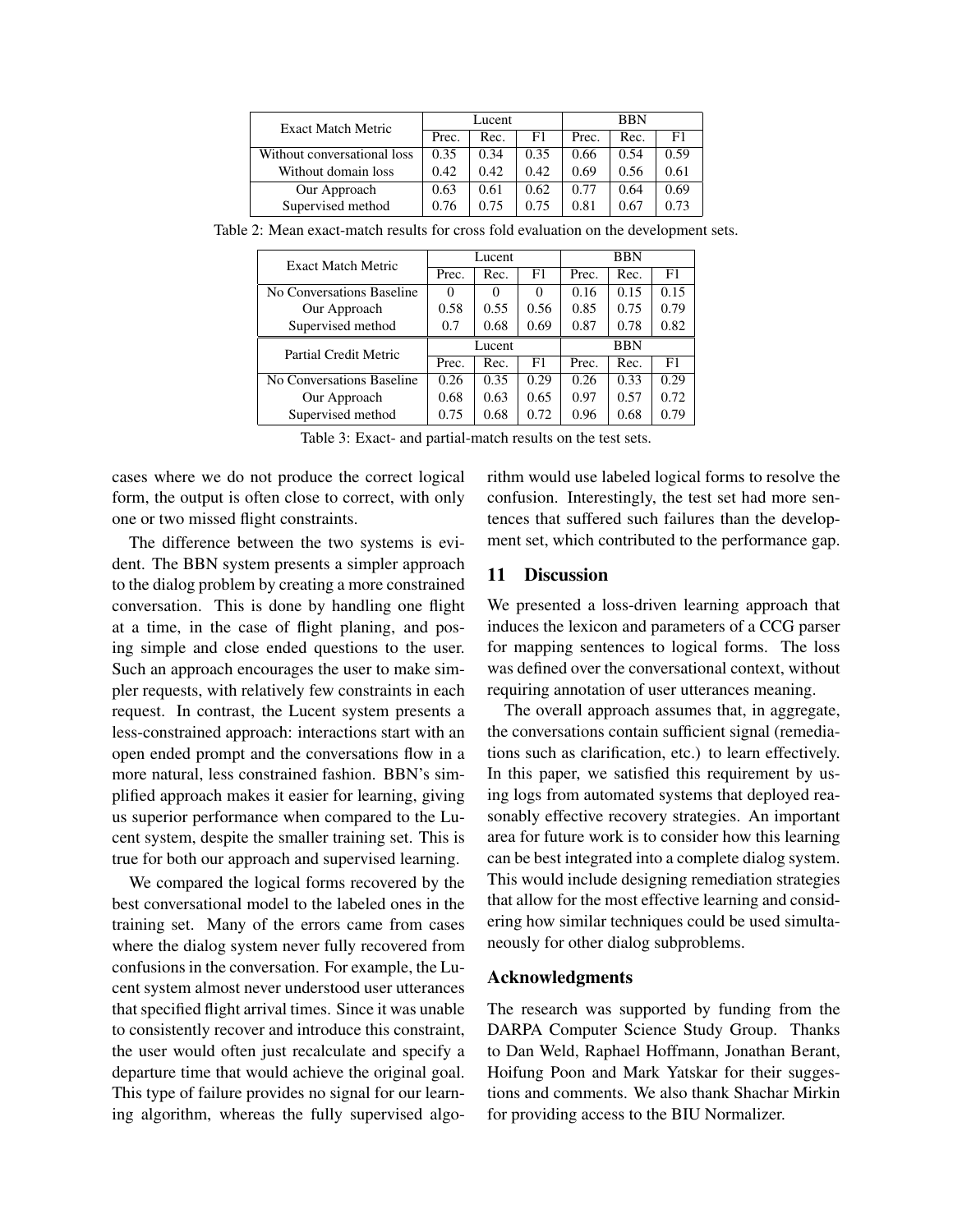| Exact Match Metric | Lucent | | | BBN | | |
|---|---|---|---|---|---|---|
| | Prec. | Rec. | F1 | Prec. | Rec. | F1 |
| Without conversational loss | 0.35 | 0.34 | 0.35 | 0.66 | 0.54 | 0.59 |
| Without domain loss | 0.42 | 0.42 | 0.42 | 0.69 | 0.56 | 0.61 |
| Our Approach | 0.63 | 0.61 | 0.62 | 0.77 | 0.64 | 0.69 |
| Supervised method | 0.76 | 0.75 | 0.75 | 0.81 | 0.67 | 0.73 |

Table 2: Mean exact-match results for cross fold evaluation on the development sets.

| Exact Match Metric | Lucent | | | BBN | | |
|---|---|---|---|---|---|---|
| | Prec. | Rec. | F1 | Prec. | Rec. | F1 |
| No Conversations Baseline | 0 | 0 | 0 | 0.16 | 0.15 | 0.15 |
| Our Approach | 0.58 | 0.55 | 0.56 | 0.85 | 0.75 | 0.79 |
| Supervised method | 0.7 | 0.68 | 0.69 | 0.87 | 0.78 | 0.82 |
| **Partial Credit Metric** | **Lucent** | | | **BBN** | | |
| | Prec. | Rec. | F1 | Prec. | Rec. | F1 |
| No Conversations Baseline | 0.26 | 0.35 | 0.29 | 0.26 | 0.33 | 0.29 |
| Our Approach | 0.68 | 0.63 | 0.65 | 0.97 | 0.57 | 0.72 |
| Supervised method | 0.75 | 0.68 | 0.72 | 0.96 | 0.68 | 0.79 |

Table 3: Exact- and partial-match results on the test sets.

cases where we do not produce the correct logical form, the output is often close to correct, with only one or two missed flight constraints.

The difference between the two systems is evident. The BBN system presents a simpler approach to the dialog problem by creating a more constrained conversation. This is done by handling one flight at a time, in the case of flight planing, and posing simple and close ended questions to the user. Such an approach encourages the user to make simpler requests, with relatively few constraints in each request. In contrast, the Lucent system presents a less-constrained approach: interactions start with an open ended prompt and the conversations flow in a more natural, less constrained fashion. BBN's simplified approach makes it easier for learning, giving us superior performance when compared to the Lucent system, despite the smaller training set. This is true for both our approach and supervised learning.

We compared the logical forms recovered by the best conversational model to the labeled ones in the training set. Many of the errors came from cases where the dialog system never fully recovered from confusions in the conversation. For example, the Lucent system almost never understood user utterances that specified flight arrival times. Since it was unable to consistently recover and introduce this constraint, the user would often just recalculate and specify a departure time that would achieve the original goal. This type of failure provides no signal for our learning algorithm, whereas the fully supervised algorithm would use labeled logical forms to resolve the confusion. Interestingly, the test set had more sentences that suffered such failures than the development set, which contributed to the performance gap.

## 11 Discussion

We presented a loss-driven learning approach that induces the lexicon and parameters of a CCG parser for mapping sentences to logical forms. The loss was defined over the conversational context, without requiring annotation of user utterances meaning.

The overall approach assumes that, in aggregate, the conversations contain sufficient signal (remediations such as clarification, etc.) to learn effectively. In this paper, we satisfied this requirement by using logs from automated systems that deployed reasonably effective recovery strategies. An important area for future work is to consider how this learning can be best integrated into a complete dialog system. This would include designing remediation strategies that allow for the most effective learning and considering how similar techniques could be used simultaneously for other dialog subproblems.

## Acknowledgments

The research was supported by funding from the DARPA Computer Science Study Group. Thanks to Dan Weld, Raphael Hoffmann, Jonathan Berant, Hoifung Poon and Mark Yatskar for their suggestions and comments. We also thank Shachar Mirkin for providing access to the BIU Normalizer.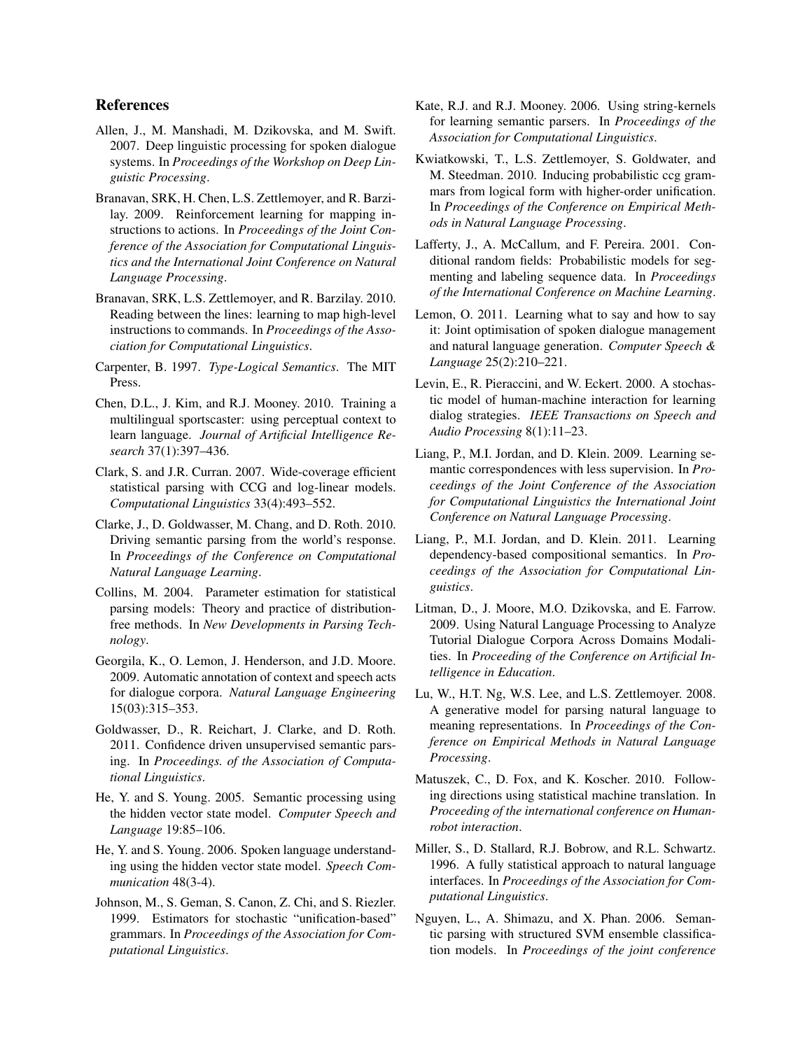## References

Allen, J., M. Manshadi, M. Dzikovska, and M. Swift. 2007. Deep linguistic processing for spoken dialogue systems. In *Proceedings of the Workshop on Deep Linguistic Processing*.

Branavan, SRK, H. Chen, L.S. Zettlemoyer, and R. Barzilay. 2009. Reinforcement learning for mapping instructions to actions. In *Proceedings of the Joint Conference of the Association for Computational Linguistics and the International Joint Conference on Natural Language Processing*.

Branavan, SRK, L.S. Zettlemoyer, and R. Barzilay. 2010. Reading between the lines: learning to map high-level instructions to commands. In *Proceedings of the Association for Computational Linguistics*.

Carpenter, B. 1997. *Type-Logical Semantics*. The MIT Press.

Chen, D.L., J. Kim, and R.J. Mooney. 2010. Training a multilingual sportscaster: using perceptual context to learn language. *Journal of Artificial Intelligence Research* 37(1):397–436.

Clark, S. and J.R. Curran. 2007. Wide-coverage efficient statistical parsing with CCG and log-linear models. *Computational Linguistics* 33(4):493–552.

Clarke, J., D. Goldwasser, M. Chang, and D. Roth. 2010. Driving semantic parsing from the world's response. In *Proceedings of the Conference on Computational Natural Language Learning*.

Collins, M. 2004. Parameter estimation for statistical parsing models: Theory and practice of distribution-free methods. In *New Developments in Parsing Technology*.

Georgila, K., O. Lemon, J. Henderson, and J.D. Moore. 2009. Automatic annotation of context and speech acts for dialogue corpora. *Natural Language Engineering* 15(03):315–353.

Goldwasser, D., R. Reichart, J. Clarke, and D. Roth. 2011. Confidence driven unsupervised semantic parsing. In *Proceedings. of the Association of Computational Linguistics*.

He, Y. and S. Young. 2005. Semantic processing using the hidden vector state model. *Computer Speech and Language* 19:85–106.

He, Y. and S. Young. 2006. Spoken language understanding using the hidden vector state model. *Speech Communication* 48(3-4).

Johnson, M., S. Geman, S. Canon, Z. Chi, and S. Riezler. 1999. Estimators for stochastic "unification-based" grammars. In *Proceedings of the Association for Computational Linguistics*.

Kate, R.J. and R.J. Mooney. 2006. Using string-kernels for learning semantic parsers. In *Proceedings of the Association for Computational Linguistics*.

Kwiatkowski, T., L.S. Zettlemoyer, S. Goldwater, and M. Steedman. 2010. Inducing probabilistic ccg grammars from logical form with higher-order unification. In *Proceedings of the Conference on Empirical Methods in Natural Language Processing*.

Lafferty, J., A. McCallum, and F. Pereira. 2001. Conditional random fields: Probabilistic models for segmenting and labeling sequence data. In *Proceedings of the International Conference on Machine Learning*.

Lemon, O. 2011. Learning what to say and how to say it: Joint optimisation of spoken dialogue management and natural language generation. *Computer Speech & Language* 25(2):210–221.

Levin, E., R. Pieraccini, and W. Eckert. 2000. A stochastic model of human-machine interaction for learning dialog strategies. *IEEE Transactions on Speech and Audio Processing* 8(1):11–23.

Liang, P., M.I. Jordan, and D. Klein. 2009. Learning semantic correspondences with less supervision. In *Proceedings of the Joint Conference of the Association for Computational Linguistics the International Joint Conference on Natural Language Processing*.

Liang, P., M.I. Jordan, and D. Klein. 2011. Learning dependency-based compositional semantics. In *Proceedings of the Association for Computational Linguistics*.

Litman, D., J. Moore, M.O. Dzikovska, and E. Farrow. 2009. Using Natural Language Processing to Analyze Tutorial Dialogue Corpora Across Domains Modalities. In *Proceeding of the Conference on Artificial Intelligence in Education*.

Lu, W., H.T. Ng, W.S. Lee, and L.S. Zettlemoyer. 2008. A generative model for parsing natural language to meaning representations. In *Proceedings of the Conference on Empirical Methods in Natural Language Processing*.

Matuszek, C., D. Fox, and K. Koscher. 2010. Following directions using statistical machine translation. In *Proceeding of the international conference on Human-robot interaction*.

Miller, S., D. Stallard, R.J. Bobrow, and R.L. Schwartz. 1996. A fully statistical approach to natural language interfaces. In *Proceedings of the Association for Computational Linguistics*.

Nguyen, L., A. Shimazu, and X. Phan. 2006. Semantic parsing with structured SVM ensemble classification models. In *Proceedings of the joint conference*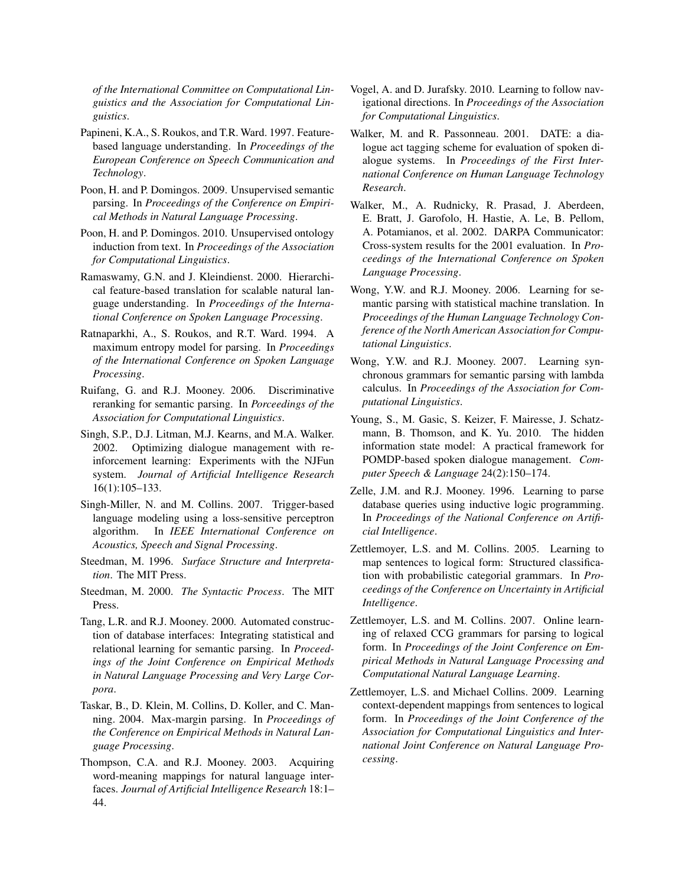*of the International Committee on Computational Linguistics and the Association for Computational Linguistics*.

Papineni, K.A., S. Roukos, and T.R. Ward. 1997. Feature-based language understanding. In *Proceedings of the European Conference on Speech Communication and Technology*.

Poon, H. and P. Domingos. 2009. Unsupervised semantic parsing. In *Proceedings of the Conference on Empirical Methods in Natural Language Processing*.

Poon, H. and P. Domingos. 2010. Unsupervised ontology induction from text. In *Proceedings of the Association for Computational Linguistics*.

Ramaswamy, G.N. and J. Kleindienst. 2000. Hierarchical feature-based translation for scalable natural language understanding. In *Proceedings of the International Conference on Spoken Language Processing*.

Ratnaparkhi, A., S. Roukos, and R.T. Ward. 1994. A maximum entropy model for parsing. In *Proceedings of the International Conference on Spoken Language Processing*.

Ruifang, G. and R.J. Mooney. 2006. Discriminative reranking for semantic parsing. In *Porceedings of the Association for Computational Linguistics*.

Singh, S.P., D.J. Litman, M.J. Kearns, and M.A. Walker. 2002. Optimizing dialogue management with reinforcement learning: Experiments with the NJFun system. *Journal of Artificial Intelligence Research* 16(1):105–133.

Singh-Miller, N. and M. Collins. 2007. Trigger-based language modeling using a loss-sensitive perceptron algorithm. In *IEEE International Conference on Acoustics, Speech and Signal Processing*.

Steedman, M. 1996. *Surface Structure and Interpretation*. The MIT Press.

Steedman, M. 2000. *The Syntactic Process*. The MIT Press.

Tang, L.R. and R.J. Mooney. 2000. Automated construction of database interfaces: Integrating statistical and relational learning for semantic parsing. In *Proceedings of the Joint Conference on Empirical Methods in Natural Language Processing and Very Large Corpora*.

Taskar, B., D. Klein, M. Collins, D. Koller, and C. Manning. 2004. Max-margin parsing. In *Proceedings of the Conference on Empirical Methods in Natural Language Processing*.

Thompson, C.A. and R.J. Mooney. 2003. Acquiring word-meaning mappings for natural language interfaces. *Journal of Artificial Intelligence Research* 18:1–44.

Vogel, A. and D. Jurafsky. 2010. Learning to follow navigational directions. In *Proceedings of the Association for Computational Linguistics*.

Walker, M. and R. Passonneau. 2001. DATE: a dialogue act tagging scheme for evaluation of spoken dialogue systems. In *Proceedings of the First International Conference on Human Language Technology Research*.

Walker, M., A. Rudnicky, R. Prasad, J. Aberdeen, E. Bratt, J. Garofolo, H. Hastie, A. Le, B. Pellom, A. Potamianos, et al. 2002. DARPA Communicator: Cross-system results for the 2001 evaluation. In *Proceedings of the International Conference on Spoken Language Processing*.

Wong, Y.W. and R.J. Mooney. 2006. Learning for semantic parsing with statistical machine translation. In *Proceedings of the Human Language Technology Conference of the North American Association for Computational Linguistics*.

Wong, Y.W. and R.J. Mooney. 2007. Learning synchronous grammars for semantic parsing with lambda calculus. In *Proceedings of the Association for Computational Linguistics*.

Young, S., M. Gasic, S. Keizer, F. Mairesse, J. Schatzmann, B. Thomson, and K. Yu. 2010. The hidden information state model: A practical framework for POMDP-based spoken dialogue management. *Computer Speech & Language* 24(2):150–174.

Zelle, J.M. and R.J. Mooney. 1996. Learning to parse database queries using inductive logic programming. In *Proceedings of the National Conference on Artificial Intelligence*.

Zettlemoyer, L.S. and M. Collins. 2005. Learning to map sentences to logical form: Structured classification with probabilistic categorial grammars. In *Proceedings of the Conference on Uncertainty in Artificial Intelligence*.

Zettlemoyer, L.S. and M. Collins. 2007. Online learning of relaxed CCG grammars for parsing to logical form. In *Proceedings of the Joint Conference on Empirical Methods in Natural Language Processing and Computational Natural Language Learning*.

Zettlemoyer, L.S. and Michael Collins. 2009. Learning context-dependent mappings from sentences to logical form. In *Proceedings of the Joint Conference of the Association for Computational Linguistics and International Joint Conference on Natural Language Processing*.